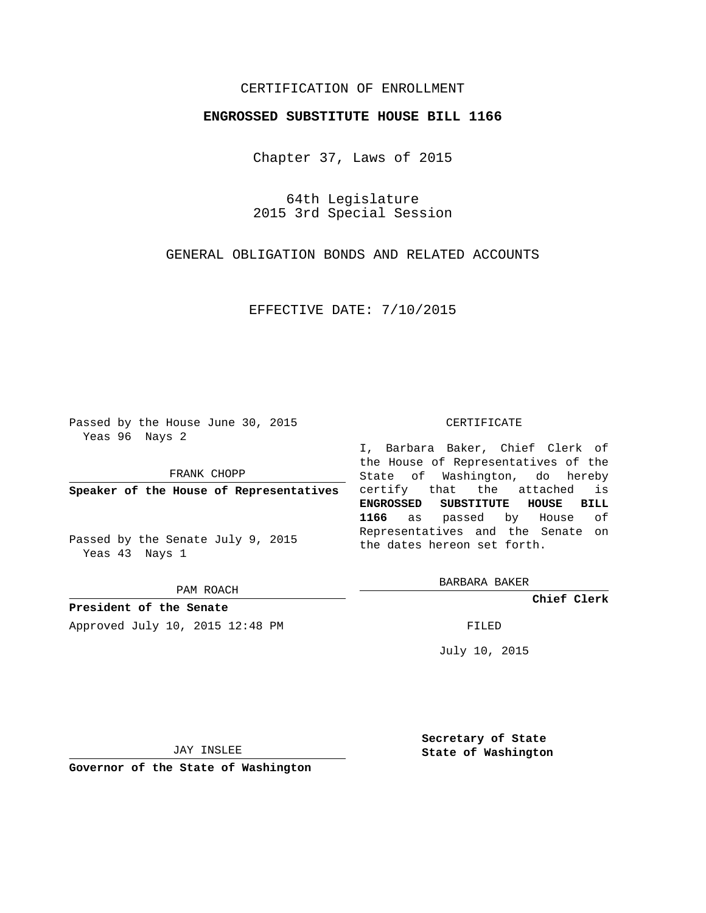CERTIFICATION OF ENROLLMENT

**ENGROSSED SUBSTITUTE HOUSE BILL 1166**

Chapter 37, Laws of 2015

64th Legislature
2015 3rd Special Session

GENERAL OBLIGATION BONDS AND RELATED ACCOUNTS

EFFECTIVE DATE: 7/10/2015

Passed by the House June 30, 2015
Yeas 96 Nays 2

FRANK CHOPP

**Speaker of the House of Representatives**

Passed by the Senate July 9, 2015
Yeas 43 Nays 1

PAM ROACH

**President of the Senate**

Approved July 10, 2015 12:48 PM

JAY INSLEE

**Governor of the State of Washington**

CERTIFICATE

I, Barbara Baker, Chief Clerk of the House of Representatives of the State of Washington, do hereby certify that the attached is **ENGROSSED SUBSTITUTE HOUSE BILL 1166** as passed by House of Representatives and the Senate on the dates hereon set forth.

BARBARA BAKER

**Chief Clerk**

FILED

July 10, 2015

**Secretary of State**
**State of Washington**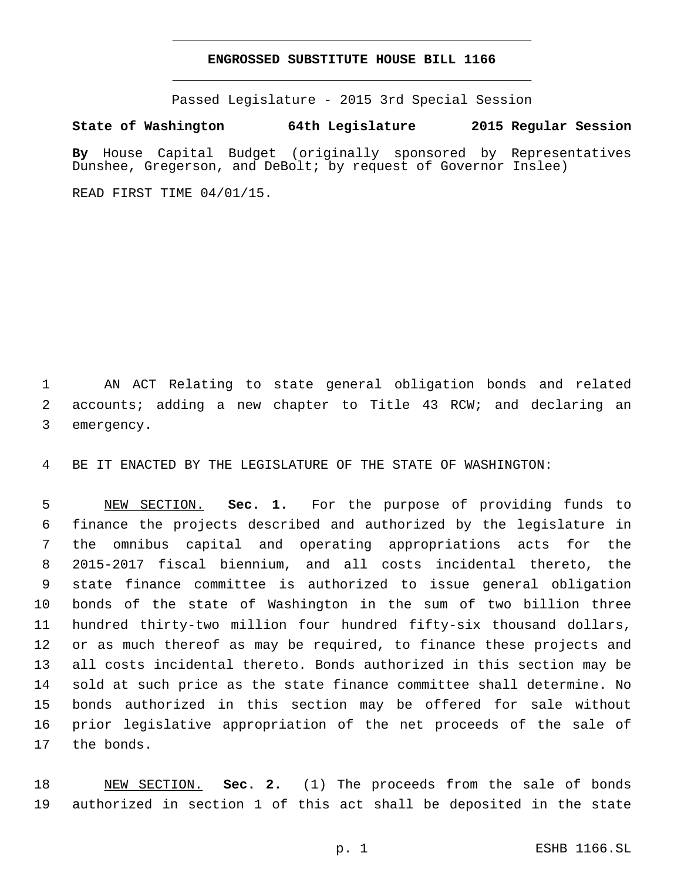# ENGROSSED SUBSTITUTE HOUSE BILL 1166

Passed Legislature - 2015 3rd Special Session

**State of Washington 64th Legislature 2015 Regular Session**

**By** House Capital Budget (originally sponsored by Representatives Dunshee, Gregerson, and DeBolt; by request of Governor Inslee)

READ FIRST TIME 04/01/15.

AN ACT Relating to state general obligation bonds and related accounts; adding a new chapter to Title 43 RCW; and declaring an emergency.

BE IT ENACTED BY THE LEGISLATURE OF THE STATE OF WASHINGTON:

NEW SECTION. **Sec. 1.** For the purpose of providing funds to finance the projects described and authorized by the legislature in the omnibus capital and operating appropriations acts for the 2015-2017 fiscal biennium, and all costs incidental thereto, the state finance committee is authorized to issue general obligation bonds of the state of Washington in the sum of two billion three hundred thirty-two million four hundred fifty-six thousand dollars, or as much thereof as may be required, to finance these projects and all costs incidental thereto. Bonds authorized in this section may be sold at such price as the state finance committee shall determine. No bonds authorized in this section may be offered for sale without prior legislative appropriation of the net proceeds of the sale of the bonds.

NEW SECTION. **Sec. 2.** (1) The proceeds from the sale of bonds authorized in section 1 of this act shall be deposited in the state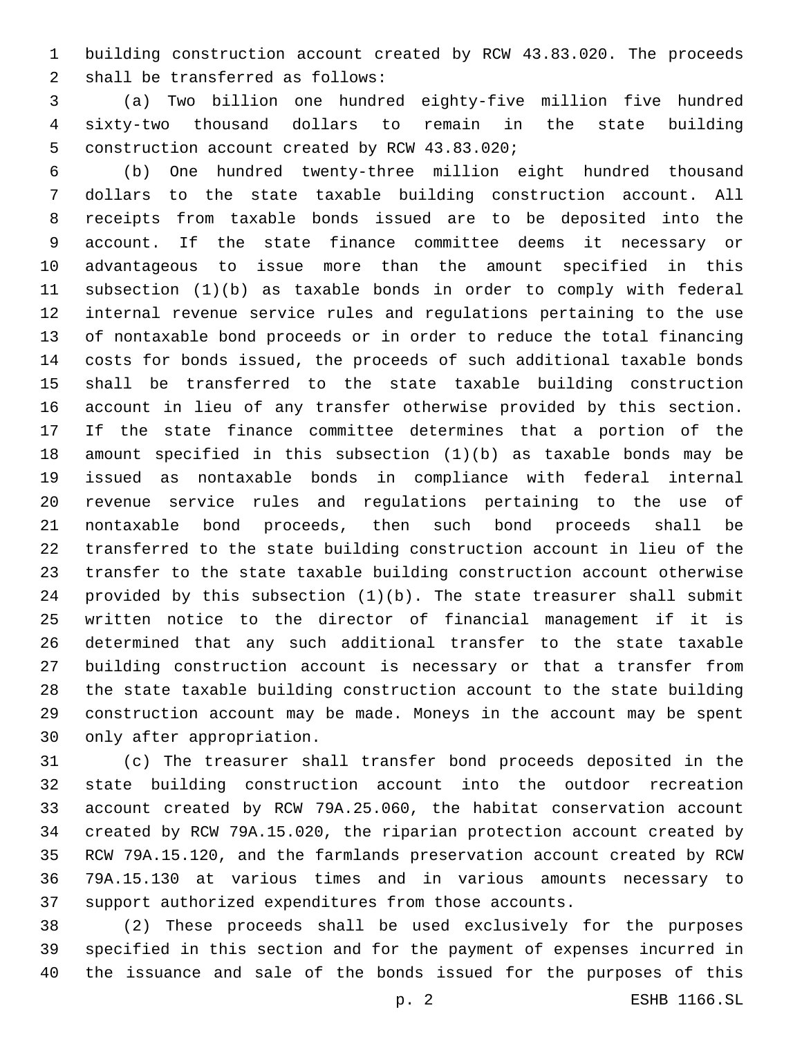building construction account created by RCW 43.83.020. The proceeds shall be transferred as follows:

(a) Two billion one hundred eighty-five million five hundred sixty-two thousand dollars to remain in the state building construction account created by RCW 43.83.020;

(b) One hundred twenty-three million eight hundred thousand dollars to the state taxable building construction account. All receipts from taxable bonds issued are to be deposited into the account. If the state finance committee deems it necessary or advantageous to issue more than the amount specified in this subsection (1)(b) as taxable bonds in order to comply with federal internal revenue service rules and regulations pertaining to the use of nontaxable bond proceeds or in order to reduce the total financing costs for bonds issued, the proceeds of such additional taxable bonds shall be transferred to the state taxable building construction account in lieu of any transfer otherwise provided by this section. If the state finance committee determines that a portion of the amount specified in this subsection (1)(b) as taxable bonds may be issued as nontaxable bonds in compliance with federal internal revenue service rules and regulations pertaining to the use of nontaxable bond proceeds, then such bond proceeds shall be transferred to the state building construction account in lieu of the transfer to the state taxable building construction account otherwise provided by this subsection (1)(b). The state treasurer shall submit written notice to the director of financial management if it is determined that any such additional transfer to the state taxable building construction account is necessary or that a transfer from the state taxable building construction account to the state building construction account may be made. Moneys in the account may be spent only after appropriation.

(c) The treasurer shall transfer bond proceeds deposited in the state building construction account into the outdoor recreation account created by RCW 79A.25.060, the habitat conservation account created by RCW 79A.15.020, the riparian protection account created by RCW 79A.15.120, and the farmlands preservation account created by RCW 79A.15.130 at various times and in various amounts necessary to support authorized expenditures from those accounts.

(2) These proceeds shall be used exclusively for the purposes specified in this section and for the payment of expenses incurred in the issuance and sale of the bonds issued for the purposes of this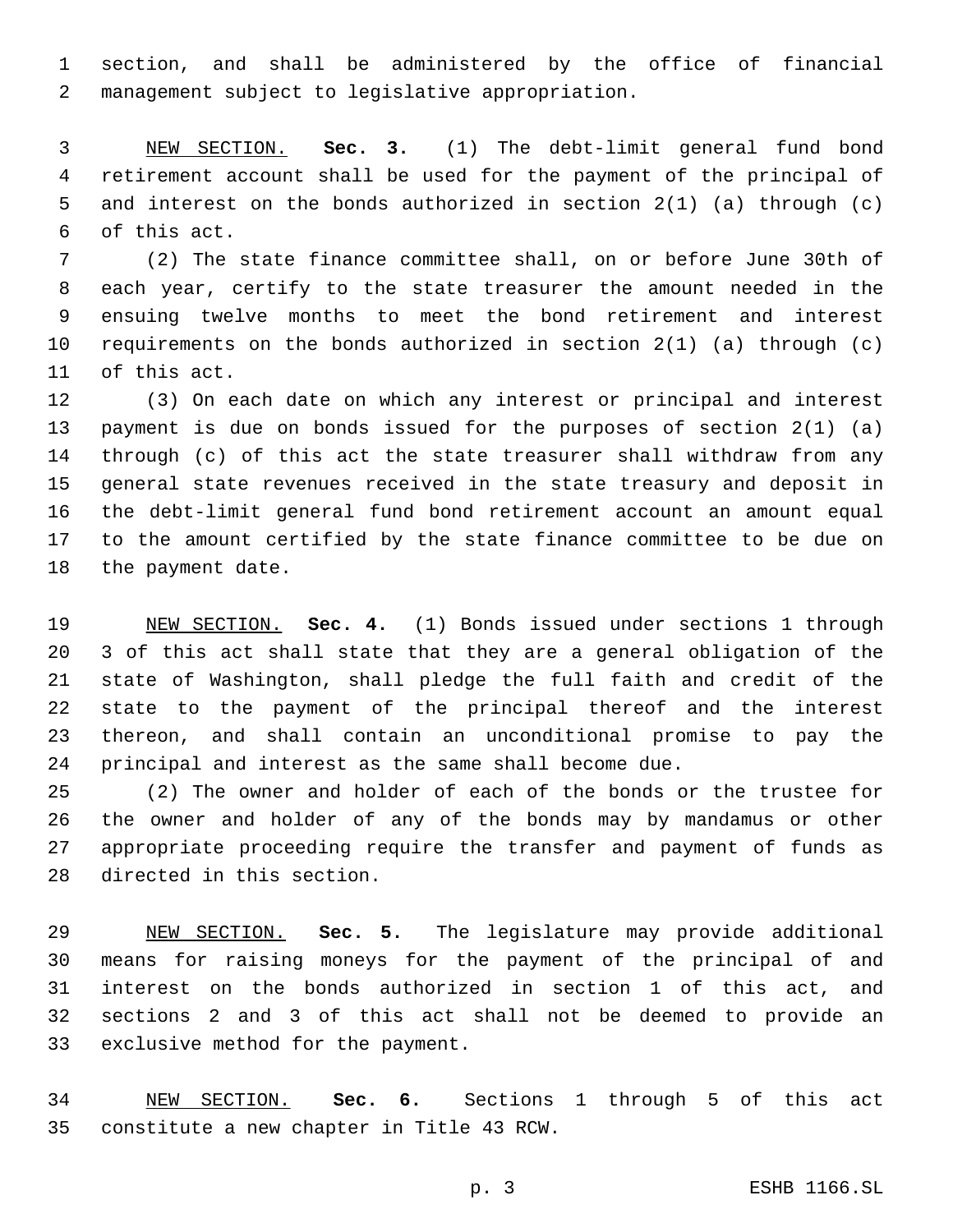section, and shall be administered by the office of financial management subject to legislative appropriation.

NEW SECTION. **Sec. 3.** (1) The debt-limit general fund bond retirement account shall be used for the payment of the principal of and interest on the bonds authorized in section 2(1) (a) through (c) of this act.

(2) The state finance committee shall, on or before June 30th of each year, certify to the state treasurer the amount needed in the ensuing twelve months to meet the bond retirement and interest requirements on the bonds authorized in section 2(1) (a) through (c) of this act.

(3) On each date on which any interest or principal and interest payment is due on bonds issued for the purposes of section 2(1) (a) through (c) of this act the state treasurer shall withdraw from any general state revenues received in the state treasury and deposit in the debt-limit general fund bond retirement account an amount equal to the amount certified by the state finance committee to be due on the payment date.

NEW SECTION. **Sec. 4.** (1) Bonds issued under sections 1 through 3 of this act shall state that they are a general obligation of the state of Washington, shall pledge the full faith and credit of the state to the payment of the principal thereof and the interest thereon, and shall contain an unconditional promise to pay the principal and interest as the same shall become due.

(2) The owner and holder of each of the bonds or the trustee for the owner and holder of any of the bonds may by mandamus or other appropriate proceeding require the transfer and payment of funds as directed in this section.

NEW SECTION. **Sec. 5.** The legislature may provide additional means for raising moneys for the payment of the principal of and interest on the bonds authorized in section 1 of this act, and sections 2 and 3 of this act shall not be deemed to provide an exclusive method for the payment.

NEW SECTION. **Sec. 6.** Sections 1 through 5 of this act constitute a new chapter in Title 43 RCW.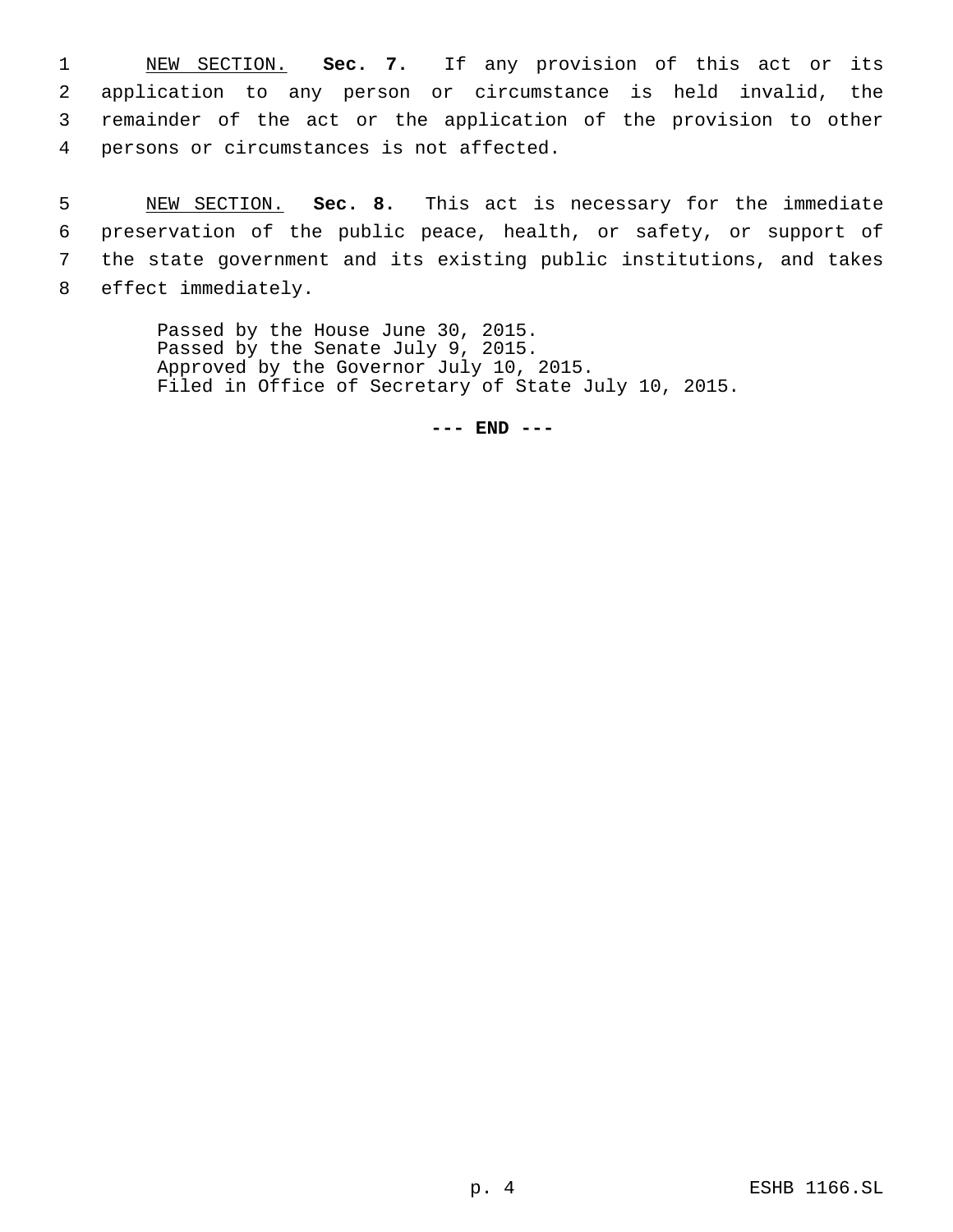NEW SECTION. **Sec. 7.** If any provision of this act or its application to any person or circumstance is held invalid, the remainder of the act or the application of the provision to other persons or circumstances is not affected.

NEW SECTION. **Sec. 8.** This act is necessary for the immediate preservation of the public peace, health, or safety, or support of the state government and its existing public institutions, and takes effect immediately.

Passed by the House June 30, 2015.
Passed by the Senate July 9, 2015.
Approved by the Governor July 10, 2015.
Filed in Office of Secretary of State July 10, 2015.

**--- END ---**